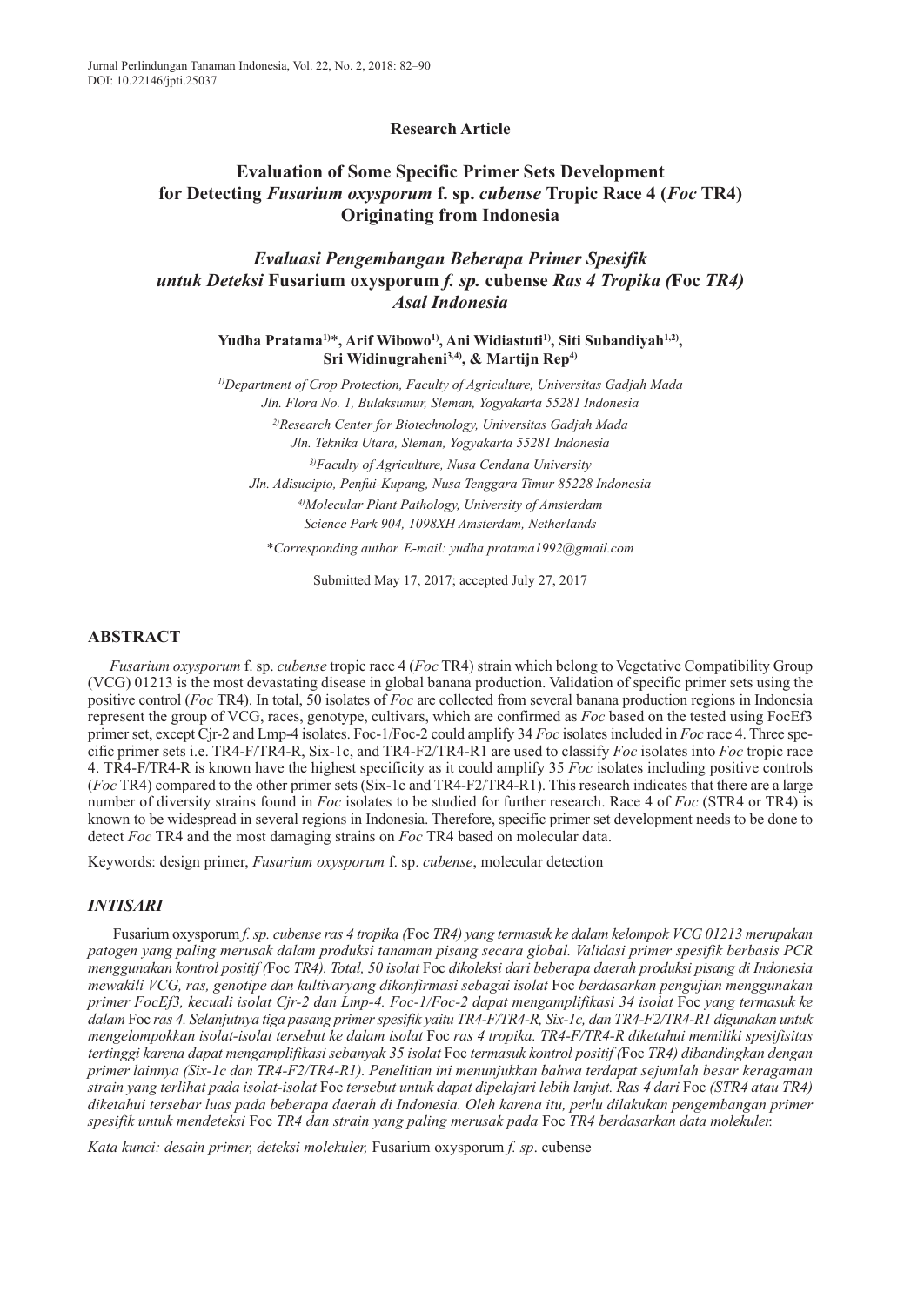Research Article

# Evaluation of Some Specific Primer Sets Development for Detecting *Fusarium oxysporum* f. sp. *cubense* Tropic Race 4 (*Foc* TR4) Originating from Indonesia

## *Evaluasi Pengembangan Beberapa Primer Spesifik untuk Deteksi* Fusarium oxysporum *f. sp.* cubense *Ras 4 Tropika (*Foc *TR4) Asal Indonesia*

**Yudha Pratama[1)]\*, Arif Wibowo[1)], Ani Widiastuti[1)], Siti Subandiyah[1,2)], Sri Widinugraheni[3,4)], & Martijn Rep[4)]**

*[1)]Department of Crop Protection, Faculty of Agriculture, Universitas Gadjah Mada Jln. Flora No. 1, Bulaksumur, Sleman, Yogyakarta 55281 Indonesia*

*[2)]Research Center for Biotechnology, Universitas Gadjah Mada Jln. Teknika Utara, Sleman, Yogyakarta 55281 Indonesia*

*[3)]Faculty of Agriculture, Nusa Cendana University Jln. Adisucipto, Penfui-Kupang, Nusa Tenggara Timur 85228 Indonesia*

*[4)]Molecular Plant Pathology, University of Amsterdam Science Park 904, 1098XH Amsterdam, Netherlands*

\**Corresponding author. E-mail: yudha.pratama1992@gmail.com*

Submitted May 17, 2017; accepted July 27, 2017

## ABSTRACT

*Fusarium oxysporum* f. sp. *cubense* tropic race 4 (*Foc* TR4) strain which belong to Vegetative Compatibility Group (VCG) 01213 is the most devastating disease in global banana production. Validation of specific primer sets using the positive control (*Foc* TR4). In total, 50 isolates of *Foc* are collected from several banana production regions in Indonesia represent the group of VCG, races, genotype, cultivars, which are confirmed as *Foc* based on the tested using FocEf3 primer set, except Cjr-2 and Lmp-4 isolates. Foc-1/Foc-2 could amplify 34 *Foc* isolates included in *Foc* race 4. Three specific primer sets i.e. TR4-F/TR4-R, Six-1c, and TR4-F2/TR4-R1 are used to classify *Foc* isolates into *Foc* tropic race 4. TR4-F/TR4-R is known have the highest specificity as it could amplify 35 *Foc* isolates including positive controls (*Foc* TR4) compared to the other primer sets (Six-1c and TR4-F2/TR4-R1). This research indicates that there are a large number of diversity strains found in *Foc* isolates to be studied for further research. Race 4 of *Foc* (STR4 or TR4) is known to be widespread in several regions in Indonesia. Therefore, specific primer set development needs to be done to detect *Foc* TR4 and the most damaging strains on *Foc* TR4 based on molecular data.

Keywords: design primer, *Fusarium oxysporum* f. sp. *cubense*, molecular detection

## *INTISARI*

Fusarium oxysporum *f. sp. cubense ras 4 tropika (*Foc *TR4) yang termasuk ke dalam kelompok VCG 01213 merupakan patogen yang paling merusak dalam produksi tanaman pisang secara global. Validasi primer spesifik berbasis PCR menggunakan kontrol positif (*Foc *TR4). Total, 50 isolat* Foc *dikoleksi dari beberapa daerah produksi pisang di Indonesia mewakili VCG, ras, genotipe dan kultivaryang dikonfirmasi sebagai isolat* Foc *berdasarkan pengujian menggunakan primer FocEf3, kecuali isolat Cjr-2 dan Lmp-4. Foc-1/Foc-2 dapat mengamplifikasi 34 isolat* Foc *yang termasuk ke dalam* Foc *ras 4. Selanjutnya tiga pasang primer spesifik yaitu TR4-F/TR4-R, Six-1c, dan TR4-F2/TR4-R1 digunakan untuk mengelompokkan isolat-isolat tersebut ke dalam isolat* Foc *ras 4 tropika. TR4-F/TR4-R diketahui memiliki spesifisitas tertinggi karena dapat mengamplifikasi sebanyak 35 isolat* Foc *termasuk kontrol positif (*Foc *TR4) dibandingkan dengan primer lainnya (Six-1c dan TR4-F2/TR4-R1). Penelitian ini menunjukkan bahwa terdapat sejumlah besar keragaman strain yang terlihat pada isolat-isolat* Foc *tersebut untuk dapat dipelajari lebih lanjut. Ras 4 dari* Foc *(STR4 atau TR4) diketahui tersebar luas pada beberapa daerah di Indonesia. Oleh karena itu, perlu dilakukan pengembangan primer spesifik untuk mendeteksi* Foc *TR4 dan strain yang paling merusak pada* Foc *TR4 berdasarkan data molekuler.*

*Kata kunci: desain primer, deteksi molekuler,* Fusarium oxysporum *f. sp*. cubense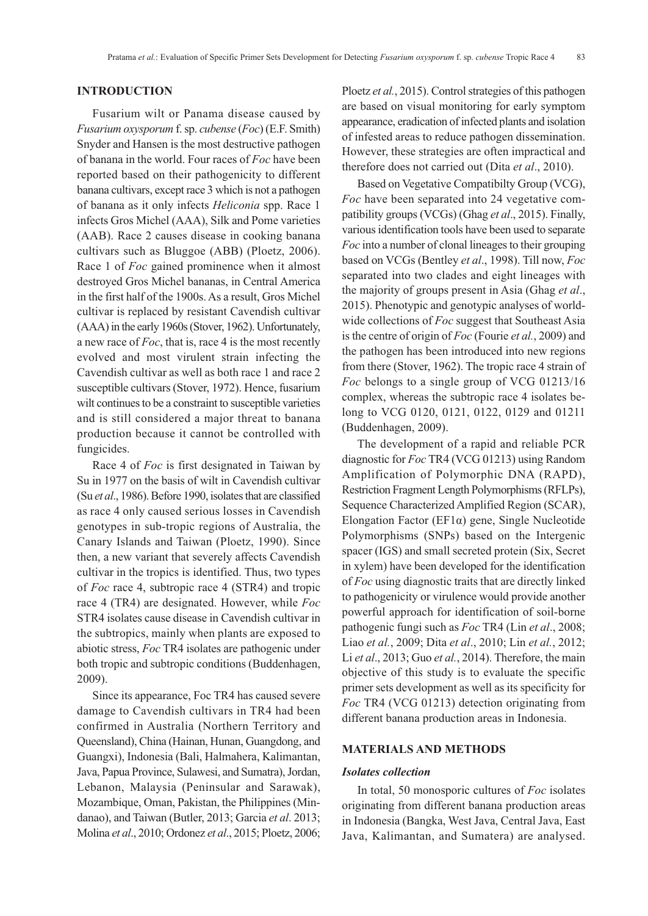## INTRODUCTION

Fusarium wilt or Panama disease caused by *Fusarium oxysporum* f. sp. *cubense* (*Foc*) (E.F. Smith) Snyder and Hansen is the most destructive pathogen of banana in the world. Four races of *Foc* have been reported based on their pathogenicity to different banana cultivars, except race 3 which is not a pathogen of banana as it only infects *Heliconia* spp. Race 1 infects Gros Michel (AAA), Silk and Pome varieties (AAB). Race 2 causes disease in cooking banana cultivars such as Bluggoe (ABB) (Ploetz, 2006). Race 1 of *Foc* gained prominence when it almost destroyed Gros Michel bananas, in Central America in the first half of the 1900s. As a result, Gros Michel cultivar is replaced by resistant Cavendish cultivar (AAA) in the early 1960s (Stover, 1962). Unfortunately, a new race of *Foc*, that is, race 4 is the most recently evolved and most virulent strain infecting the Cavendish cultivar as well as both race 1 and race 2 susceptible cultivars (Stover, 1972). Hence, fusarium wilt continues to be a constraint to susceptible varieties and is still considered a major threat to banana production because it cannot be controlled with fungicides.

Race 4 of *Foc* is first designated in Taiwan by Su in 1977 on the basis of wilt in Cavendish cultivar (Su *et al*., 1986). Before 1990, isolates that are classified as race 4 only caused serious losses in Cavendish genotypes in sub-tropic regions of Australia, the Canary Islands and Taiwan (Ploetz, 1990). Since then, a new variant that severely affects Cavendish cultivar in the tropics is identified. Thus, two types of *Foc* race 4, subtropic race 4 (STR4) and tropic race 4 (TR4) are designated. However, while *Foc* STR4 isolates cause disease in Cavendish cultivar in the subtropics, mainly when plants are exposed to abiotic stress, *Foc* TR4 isolates are pathogenic under both tropic and subtropic conditions (Buddenhagen, 2009).

Since its appearance, Foc TR4 has caused severe damage to Cavendish cultivars in TR4 had been confirmed in Australia (Northern Territory and Queensland), China (Hainan, Hunan, Guangdong, and Guangxi), Indonesia (Bali, Halmahera, Kalimantan, Java, Papua Province, Sulawesi, and Sumatra), Jordan, Lebanon, Malaysia (Peninsular and Sarawak), Mozambique, Oman, Pakistan, the Philippines (Mindanao), and Taiwan (Butler, 2013; Garcia *et al*. 2013; Molina *et al*., 2010; Ordonez *et al*., 2015; Ploetz, 2006; Ploetz *et al.*, 2015). Control strategies of this pathogen are based on visual monitoring for early symptom appearance, eradication of infected plants and isolation of infested areas to reduce pathogen dissemination. However, these strategies are often impractical and therefore does not carried out (Dita *et al*., 2010).

Based on Vegetative Compatibilty Group (VCG), *Foc* have been separated into 24 vegetative compatibility groups (VCGs) (Ghag *et al*., 2015). Finally, various identification tools have been used to separate *Foc* into a number of clonal lineages to their grouping based on VCGs (Bentley *et al*., 1998). Till now, *Foc* separated into two clades and eight lineages with the majority of groups present in Asia (Ghag *et al*., 2015). Phenotypic and genotypic analyses of worldwide collections of *Foc* suggest that Southeast Asia is the centre of origin of *Foc* (Fourie *et al.*, 2009) and the pathogen has been introduced into new regions from there (Stover, 1962). The tropic race 4 strain of *Foc* belongs to a single group of VCG 01213/16 complex, whereas the subtropic race 4 isolates belong to VCG 0120, 0121, 0122, 0129 and 01211 (Buddenhagen, 2009).

The development of a rapid and reliable PCR diagnostic for *Foc* TR4 (VCG 01213) using Random Amplification of Polymorphic DNA (RAPD), Restriction Fragment Length Polymorphisms (RFLPs), Sequence Characterized Amplified Region (SCAR), Elongation Factor (EF1α) gene, Single Nucleotide Polymorphisms (SNPs) based on the Intergenic spacer (IGS) and small secreted protein (Six, Secret in xylem) have been developed for the identification of *Foc* using diagnostic traits that are directly linked to pathogenicity or virulence would provide another powerful approach for identification of soil-borne pathogenic fungi such as *Foc* TR4 (Lin *et al*., 2008; Liao *et al.*, 2009; Dita *et al*., 2010; Lin *et al.*, 2012; Li *et al*., 2013; Guo *et al.*, 2014). Therefore, the main objective of this study is to evaluate the specific primer sets development as well as its specificity for *Foc* TR4 (VCG 01213) detection originating from different banana production areas in Indonesia.

## MATERIALS AND METHODS

### *Isolates collection*

In total, 50 monosporic cultures of *Foc* isolates originating from different banana production areas in Indonesia (Bangka, West Java, Central Java, East Java, Kalimantan, and Sumatera) are analysed.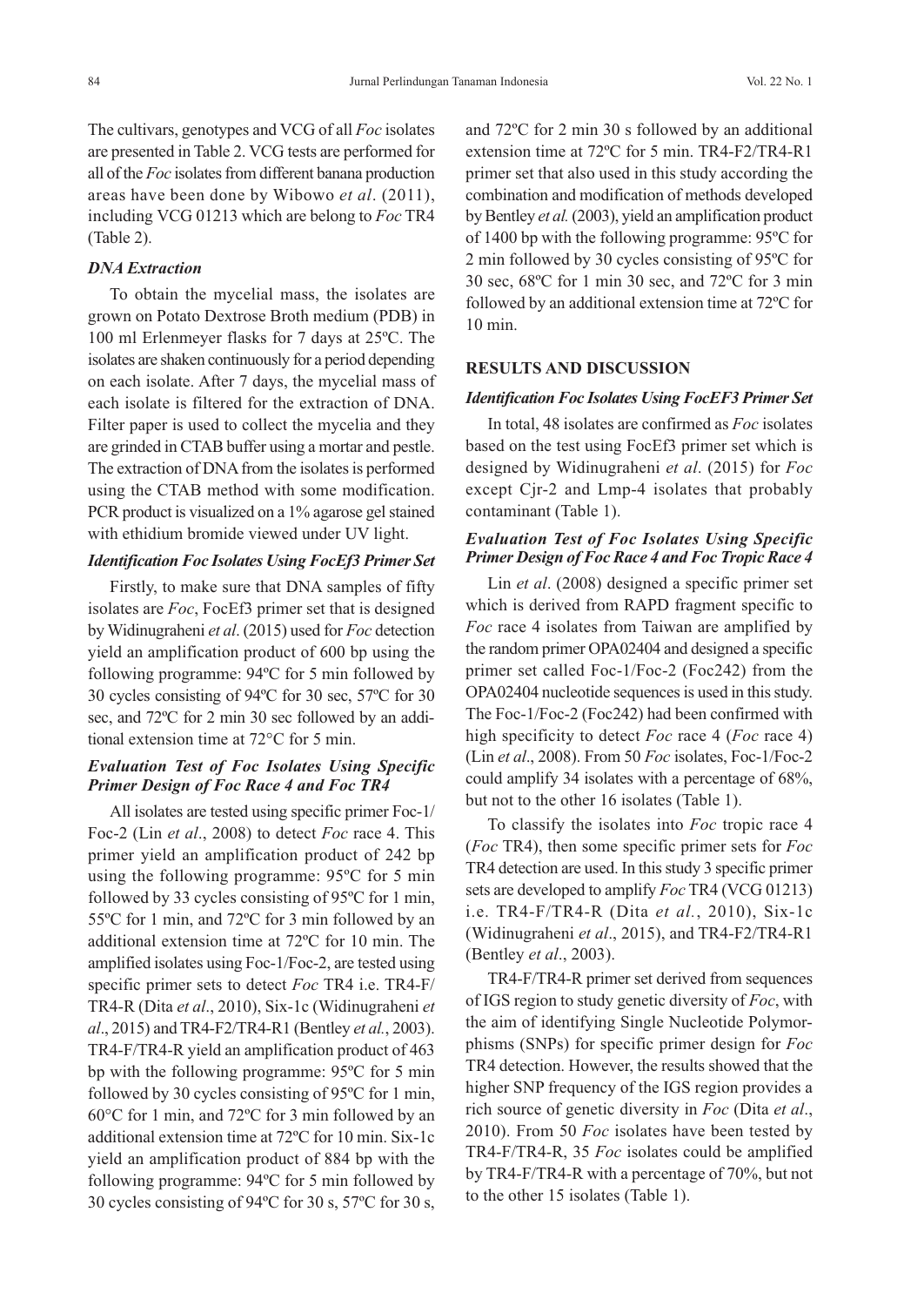The cultivars, genotypes and VCG of all *Foc* isolates are presented in Table 2. VCG tests are performed for all of the *Foc* isolates from different banana production areas have been done by Wibowo *et al*. (2011), including VCG 01213 which are belong to *Foc* TR4 (Table 2).

### *DNA Extraction*

To obtain the mycelial mass, the isolates are grown on Potato Dextrose Broth medium (PDB) in 100 ml Erlenmeyer flasks for 7 days at 25ºC. The isolates are shaken continuously for a period depending on each isolate. After 7 days, the mycelial mass of each isolate is filtered for the extraction of DNA. Filter paper is used to collect the mycelia and they are grinded in CTAB buffer using a mortar and pestle. The extraction of DNA from the isolates is performed using the CTAB method with some modification. PCR product is visualized on a 1% agarose gel stained with ethidium bromide viewed under UV light.

### *Identification Foc Isolates Using FocEf3 Primer Set*

Firstly, to make sure that DNA samples of fifty isolates are *Foc*, FocEf3 primer set that is designed by Widinugraheni *et al*. (2015) used for *Foc* detection yield an amplification product of 600 bp using the following programme: 94ºC for 5 min followed by 30 cycles consisting of 94ºC for 30 sec, 57ºC for 30 sec, and 72ºC for 2 min 30 sec followed by an additional extension time at 72°C for 5 min.

### *Evaluation Test of Foc Isolates Using Specific Primer Design of Foc Race 4 and Foc TR4*

All isolates are tested using specific primer Foc-1/Foc-2 (Lin *et al*., 2008) to detect *Foc* race 4. This primer yield an amplification product of 242 bp using the following programme: 95ºC for 5 min followed by 33 cycles consisting of 95ºC for 1 min, 55ºC for 1 min, and 72ºC for 3 min followed by an additional extension time at 72ºC for 10 min. The amplified isolates using Foc-1/Foc-2, are tested using specific primer sets to detect *Foc* TR4 i.e. TR4-F/TR4-R (Dita *et al*., 2010), Six-1c (Widinugraheni *et al*., 2015) and TR4-F2/TR4-R1 (Bentley *et al.*, 2003). TR4-F/TR4-R yield an amplification product of 463 bp with the following programme: 95ºC for 5 min followed by 30 cycles consisting of 95ºC for 1 min, 60°C for 1 min, and 72ºC for 3 min followed by an additional extension time at 72ºC for 10 min. Six-1c yield an amplification product of 884 bp with the following programme: 94ºC for 5 min followed by 30 cycles consisting of 94ºC for 30 s, 57ºC for 30 s, and 72ºC for 2 min 30 s followed by an additional extension time at 72ºC for 5 min. TR4-F2/TR4-R1 primer set that also used in this study according the combination and modification of methods developed by Bentley *et al.* (2003), yield an amplification product of 1400 bp with the following programme: 95ºC for 2 min followed by 30 cycles consisting of 95ºC for 30 sec, 68ºC for 1 min 30 sec, and 72ºC for 3 min followed by an additional extension time at 72ºC for 10 min.

## RESULTS AND DISCUSSION

### *Identification Foc Isolates Using FocEF3 Primer Set*

In total, 48 isolates are confirmed as *Foc* isolates based on the test using FocEf3 primer set which is designed by Widinugraheni *et al*. (2015) for *Foc* except Cjr-2 and Lmp-4 isolates that probably contaminant (Table 1).

### *Evaluation Test of Foc Isolates Using Specific Primer Design of Foc Race 4 and Foc Tropic Race 4*

Lin *et al*. (2008) designed a specific primer set which is derived from RAPD fragment specific to *Foc* race 4 isolates from Taiwan are amplified by the random primer OPA02404 and designed a specific primer set called Foc-1/Foc-2 (Foc242) from the OPA02404 nucleotide sequences is used in this study. The Foc-1/Foc-2 (Foc242) had been confirmed with high specificity to detect *Foc* race 4 (*Foc* race 4) (Lin *et al*., 2008). From 50 *Foc* isolates, Foc-1/Foc-2 could amplify 34 isolates with a percentage of 68%, but not to the other 16 isolates (Table 1).

To classify the isolates into *Foc* tropic race 4 (*Foc* TR4), then some specific primer sets for *Foc* TR4 detection are used. In this study 3 specific primer sets are developed to amplify *Foc* TR4 (VCG 01213) i.e. TR4-F/TR4-R (Dita *et al.*, 2010), Six-1c (Widinugraheni *et al*., 2015), and TR4-F2/TR4-R1 (Bentley *et al*., 2003).

TR4-F/TR4-R primer set derived from sequences of IGS region to study genetic diversity of *Foc*, with the aim of identifying Single Nucleotide Polymorphisms (SNPs) for specific primer design for *Foc* TR4 detection. However, the results showed that the higher SNP frequency of the IGS region provides a rich source of genetic diversity in *Foc* (Dita *et al*., 2010). From 50 *Foc* isolates have been tested by TR4-F/TR4-R, 35 *Foc* isolates could be amplified by TR4-F/TR4-R with a percentage of 70%, but not to the other 15 isolates (Table 1).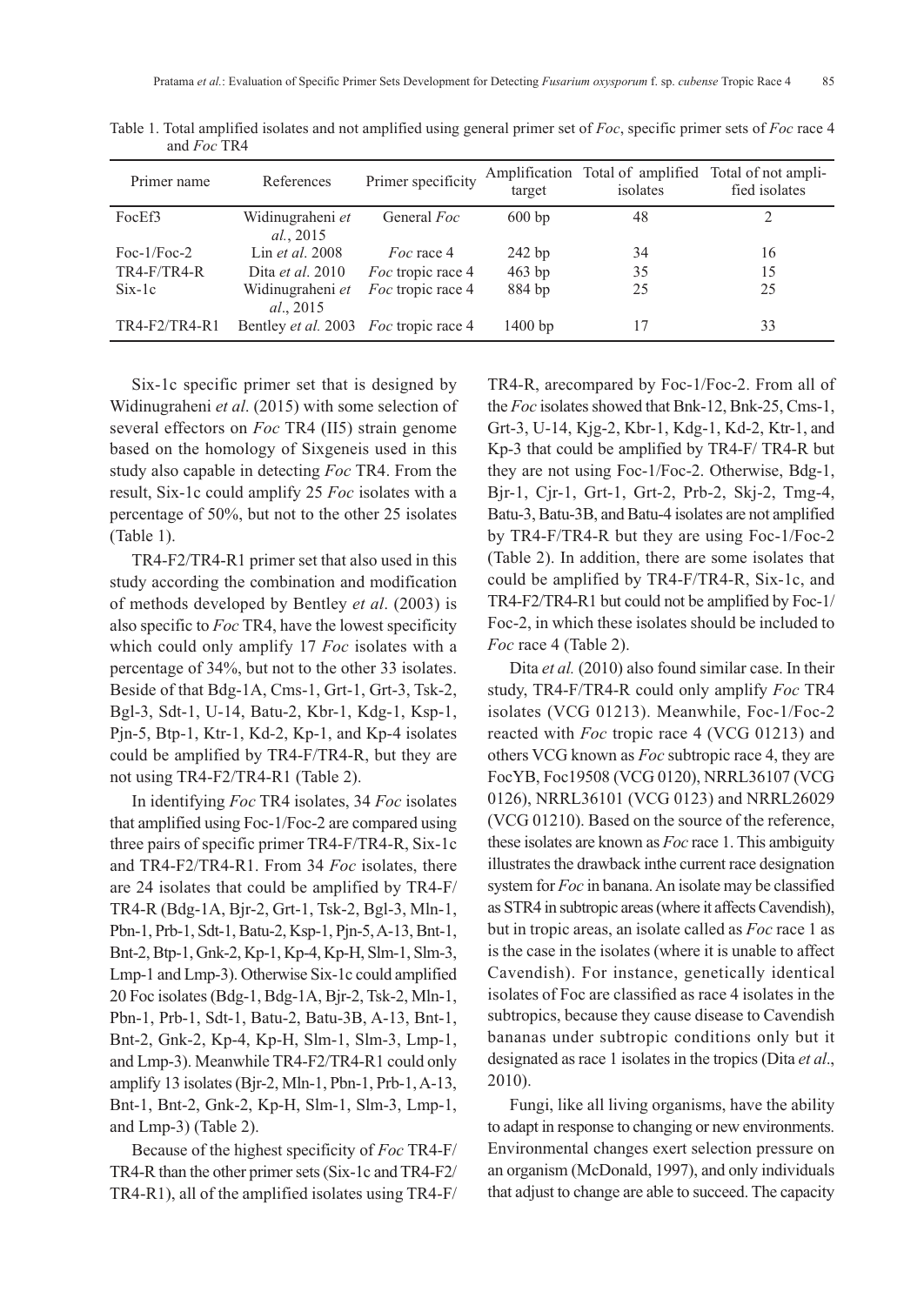Table 1. Total amplified isolates and not amplified using general primer set of *Foc*, specific primer sets of *Foc* race 4 and *Foc* TR4

| Primer name | References | Primer specificity | Amplification target | Total of amplified isolates | Total of not amplified isolates |
|---|---|---|---|---|---|
| FocEf3 | Widinugraheni *et al*., 2015 | General *Foc* | 600 bp | 48 | 2 |
| Foc-1/Foc-2 | Lin *et al*. 2008 | *Foc* race 4 | 242 bp | 34 | 16 |
| TR4-F/TR4-R | Dita *et al*. 2010 | *Foc* tropic race 4 | 463 bp | 35 | 15 |
| Six-1c | Widinugraheni *et al*., 2015 | *Foc* tropic race 4 | 884 bp | 25 | 25 |
| TR4-F2/TR4-R1 | Bentley *et al*. 2003 | *Foc* tropic race 4 | 1400 bp | 17 | 33 |

Six-1c specific primer set that is designed by Widinugraheni *et al*. (2015) with some selection of several effectors on *Foc* TR4 (II5) strain genome based on the homology of Sixgeneis used in this study also capable in detecting *Foc* TR4. From the result, Six-1c could amplify 25 *Foc* isolates with a percentage of 50%, but not to the other 25 isolates (Table 1).

TR4-F2/TR4-R1 primer set that also used in this study according the combination and modification of methods developed by Bentley *et al*. (2003) is also specific to *Foc* TR4, have the lowest specificity which could only amplify 17 *Foc* isolates with a percentage of 34%, but not to the other 33 isolates. Beside of that Bdg-1A, Cms-1, Grt-1, Grt-3, Tsk-2, Bgl-3, Sdt-1, U-14, Batu-2, Kbr-1, Kdg-1, Ksp-1, Pjn-5, Btp-1, Ktr-1, Kd-2, Kp-1, and Kp-4 isolates could be amplified by TR4-F/TR4-R, but they are not using TR4-F2/TR4-R1 (Table 2).

In identifying *Foc* TR4 isolates, 34 *Foc* isolates that amplified using Foc-1/Foc-2 are compared using three pairs of specific primer TR4-F/TR4-R, Six-1c and TR4-F2/TR4-R1. From 34 *Foc* isolates, there are 24 isolates that could be amplified by TR4-F/TR4-R (Bdg-1A, Bjr-2, Grt-1, Tsk-2, Bgl-3, Mln-1, Pbn-1, Prb-1, Sdt-1, Batu-2, Ksp-1, Pjn-5, A-13, Bnt-1, Bnt-2, Btp-1, Gnk-2, Kp-1, Kp-4, Kp-H, Slm-1, Slm-3, Lmp-1 and Lmp-3). Otherwise Six-1c could amplified 20 Foc isolates (Bdg-1, Bdg-1A, Bjr-2, Tsk-2, Mln-1, Pbn-1, Prb-1, Sdt-1, Batu-2, Batu-3B, A-13, Bnt-1, Bnt-2, Gnk-2, Kp-4, Kp-H, Slm-1, Slm-3, Lmp-1, and Lmp-3). Meanwhile TR4-F2/TR4-R1 could only amplify 13 isolates (Bjr-2, Mln-1, Pbn-1, Prb-1, A-13, Bnt-1, Bnt-2, Gnk-2, Kp-H, Slm-1, Slm-3, Lmp-1, and Lmp-3) (Table 2).

Because of the highest specificity of *Foc* TR4-F/TR4-R than the other primer sets (Six-1c and TR4-F2/TR4-R1), all of the amplified isolates using TR4-F/TR4-R, arecompared by Foc-1/Foc-2. From all of the *Foc* isolates showed that Bnk-12, Bnk-25, Cms-1, Grt-3, U-14, Kjg-2, Kbr-1, Kdg-1, Kd-2, Ktr-1, and Kp-3 that could be amplified by TR4-F/ TR4-R but they are not using Foc-1/Foc-2. Otherwise, Bdg-1, Bjr-1, Cjr-1, Grt-1, Grt-2, Prb-2, Skj-2, Tmg-4, Batu-3, Batu-3B, and Batu-4 isolates are not amplified by TR4-F/TR4-R but they are using Foc-1/Foc-2 (Table 2). In addition, there are some isolates that could be amplified by TR4-F/TR4-R, Six-1c, and TR4-F2/TR4-R1 but could not be amplified by Foc-1/Foc-2, in which these isolates should be included to *Foc* race 4 (Table 2).

Dita *et al.* (2010) also found similar case. In their study, TR4-F/TR4-R could only amplify *Foc* TR4 isolates (VCG 01213). Meanwhile, Foc-1/Foc-2 reacted with *Foc* tropic race 4 (VCG 01213) and others VCG known as *Foc* subtropic race 4, they are FocYB, Foc19508 (VCG 0120), NRRL36107 (VCG 0126), NRRL36101 (VCG 0123) and NRRL26029 (VCG 01210). Based on the source of the reference, these isolates are known as *Foc* race 1. This ambiguity illustrates the drawback inthe current race designation system for *Foc* in banana. An isolate may be classified as STR4 in subtropic areas (where it affects Cavendish), but in tropic areas, an isolate called as *Foc* race 1 as is the case in the isolates (where it is unable to affect Cavendish). For instance, genetically identical isolates of Foc are classified as race 4 isolates in the subtropics, because they cause disease to Cavendish bananas under subtropic conditions only but it designated as race 1 isolates in the tropics (Dita *et al*., 2010).

Fungi, like all living organisms, have the ability to adapt in response to changing or new environments. Environmental changes exert selection pressure on an organism (McDonald, 1997), and only individuals that adjust to change are able to succeed. The capacity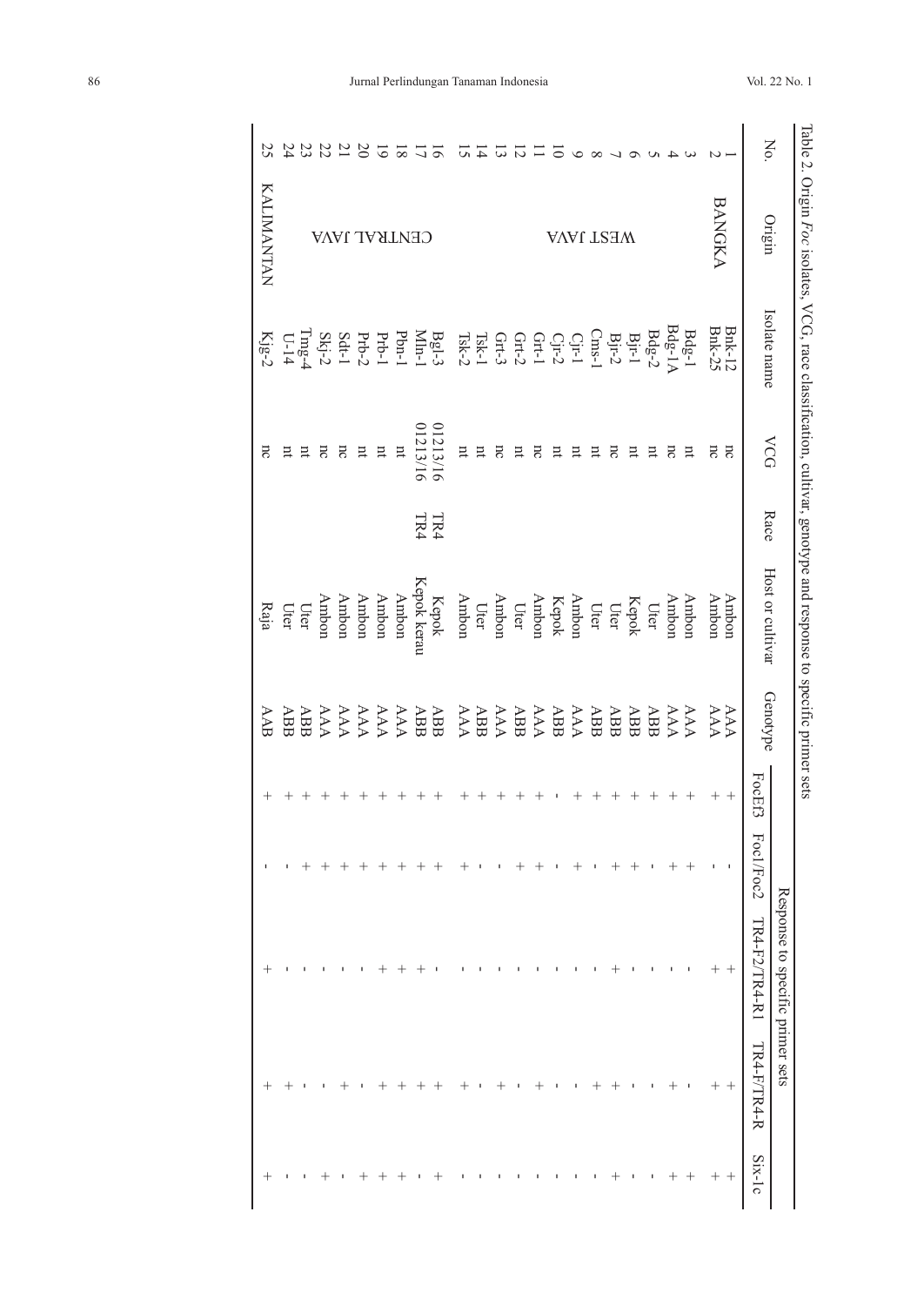Table 2. Origin *Foc* isolates, VCG, race classification, cultivar, genotype and response to specific primer sets

| No. | Origin | Isolate name | VCG | Race | Host or cultivar | Genotype | Response to specific primer sets | | | | |
|---|---|---|---|---|---|---|---|---|---|---|---|
| | | | | | | | FocEf3 | Foc1/Foc2 | TR4-F2/TR4-R1 | TR4-F/TR4-R | Six-1c |
| 1 | BANGKA | Bnk-12 | nc | | Ambon | AAA | + | - | + | + | + |
| 2 | | Bnk-25 | nc | | Ambon | AAA | + | - | + | + | + |
| 3 | WEST JAVA | Bdg-1 | nt | | Ambon | AAA | + | + | - | - | + |
| 4 | | Bdg-1A | nc | | Ambon | AAA | + | + | - | + | + |
| 5 | | Bdg-2 | nt | | Uter | ABB | + | - | - | - | - |
| 6 | | Bjr-1 | nt | | Kepok | ABB | + | + | - | - | - |
| 7 | | Bjr-2 | nc | | Uter | ABB | + | + | + | + | + |
| 8 | | Cms-1 | nt | | Uter | ABB | + | - | - | + | - |
| 9 | | Cjr-1 | nt | | Ambon | AAA | + | + | - | - | - |
| 10 | | Cjr-2 | nt | | Kepok | ABB | - | - | - | - | - |
| 11 | | Grt-1 | nc | | Ambon | AAA | + | + | - | + | - |
| 12 | | Grt-2 | nt | | Uter | ABB | + | + | - | - | - |
| 13 | | Grt-3 | nc | | Ambon | AAA | + | - | - | + | - |
| 14 | | Tsk-1 | nt | | Uter | ABB | + | - | - | - | - |
| 15 | | Tsk-2 | nt | | Ambon | AAA | + | + | - | + | - |
| 16 | CENTRAL JAVA | Bgl-3 | 01213/16 | TR4 | Kepok | ABB | + | + | - | + | + |
| 17 | | Mln-1 | 01213/16 | TR4 | Kepok kerau | ABB | + | + | + | + | - |
| 18 | | Pbn-1 | nt | | Ambon | AAA | + | + | + | + | + |
| 19 | | Prb-1 | nt | | Ambon | AAA | + | + | + | + | + |
| 20 | | Prb-2 | nt | | Ambon | AAA | + | + | - | - | + |
| 21 | | Sdt-1 | nc | | Ambon | AAA | + | + | - | + | - |
| 22 | | Skj-2 | nc | | Ambon | AAA | + | + | - | - | + |
| 23 | | Tmg-4 | nt | | Uter | ABB | + | + | - | - | - |
| 24 | | U-14 | nt | | Uter | ABB | + | - | - | + | - |
| 25 | KALIMANTAN | Kjg-2 | nc | | Raja | AAB | + | - | + | + | + |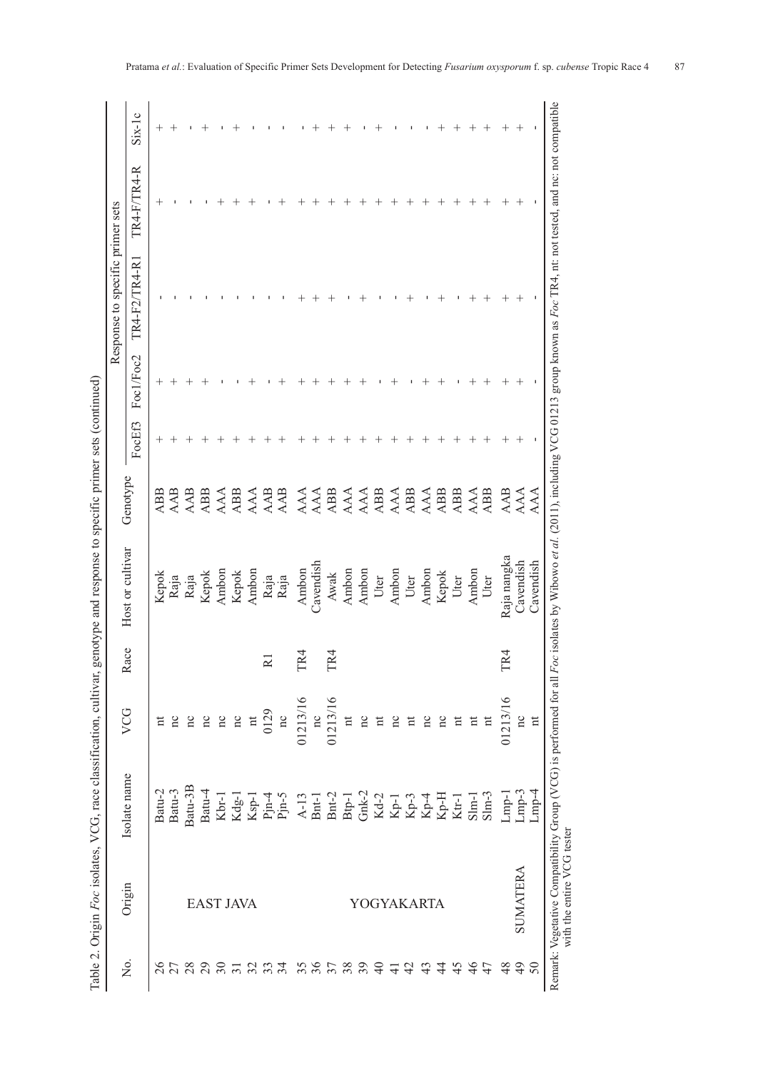Table 2. Origin *Foc* isolates, VCG, race classification, cultivar, genotype and response to specific primer sets (continued)

| No. | Origin | Isolate name | VCG | Race | Host or cultivar | Genotype | Response to specific primer sets | | | | |
|---|---|---|---|---|---|---|---|---|---|---|---|
| | | | | | | | FocEf3 | Foc1/Foc2 | TR4-F2/TR4-R1 | TR4-F/TR4-R | Six-1c |
| 26 | EAST JAVA | Batu-2 | nt | | Kepok | ABB | + | + | - | + | + |
| 27 | | Batu-3 | nc | | Raja | AAB | + | + | - | - | + |
| 28 | | Batu-3B | nc | | Raja | AAB | + | + | - | - | - |
| 29 | | Batu-4 | nc | | Kepok | ABB | + | + | - | - | + |
| 30 | | Kbr-1 | nc | | Ambon | AAA | + | - | - | + | - |
| 31 | | Kdg-1 | nc | | Kepok | ABB | + | - | - | + | + |
| 32 | | Ksp-1 | nt | | Ambon | AAA | + | + | - | + | - |
| 33 | | Pjn-4 | 0129 | R1 | Raja | AAB | + | - | - | - | - |
| 34 | | Pjn-5 | nc | | Raja | AAB | + | + | - | + | - |
| 35 | YOGYAKARTA | A-13 | 01213/16 | TR4 | Ambon | AAA | + | + | + | + | - |
| 36 | | Bnt-1 | nc | | Cavendish | AAA | + | + | + | + | + |
| 37 | | Bnt-2 | 01213/16 | TR4 | Awak | ABB | + | + | + | + | + |
| 38 | | Btp-1 | nt | | Ambon | AAA | + | + | - | + | + |
| 39 | | Gnk-2 | nc | | Ambon | AAA | + | + | + | + | - |
| 40 | | Kd-2 | nt | | Uter | ABB | + | - | - | + | + |
| 41 | | Kp-1 | nc | | Ambon | AAA | + | + | - | + | - |
| 42 | | Kp-3 | nt | | Uter | ABB | + | - | + | + | - |
| 43 | | Kp-4 | nc | | Ambon | AAA | + | + | - | + | - |
| 44 | | Kp-H | nc | | Kepok | ABB | + | + | + | + | + |
| 45 | | Ktr-1 | nt | | Uter | ABB | + | - | - | + | + |
| 46 | | Slm-1 | nt | | Ambon | AAA | + | + | + | + | + |
| 47 | | Slm-3 | nt | | Uter | ABB | + | + | + | + | + |
| 48 | SUMATERA | Lmp-1 | 01213/16 | TR4 | Raja nangka | AAB | + | + | + | + | + |
| 49 | | Lmp-3 | nc | | Cavendish | AAA | + | + | + | + | + |
| 50 | | Lmp-4 | nt | | Cavendish | AAA | - | - | - | - | - |

Remark: Vegetative Compatibility Group (VCG) is performed for all *Foc* isolates by Wibowo *et al.* (2011), including VCG 01213 group known as *Foc* TR4, nt: not tested, and nc: not compatible with the entire VCG tester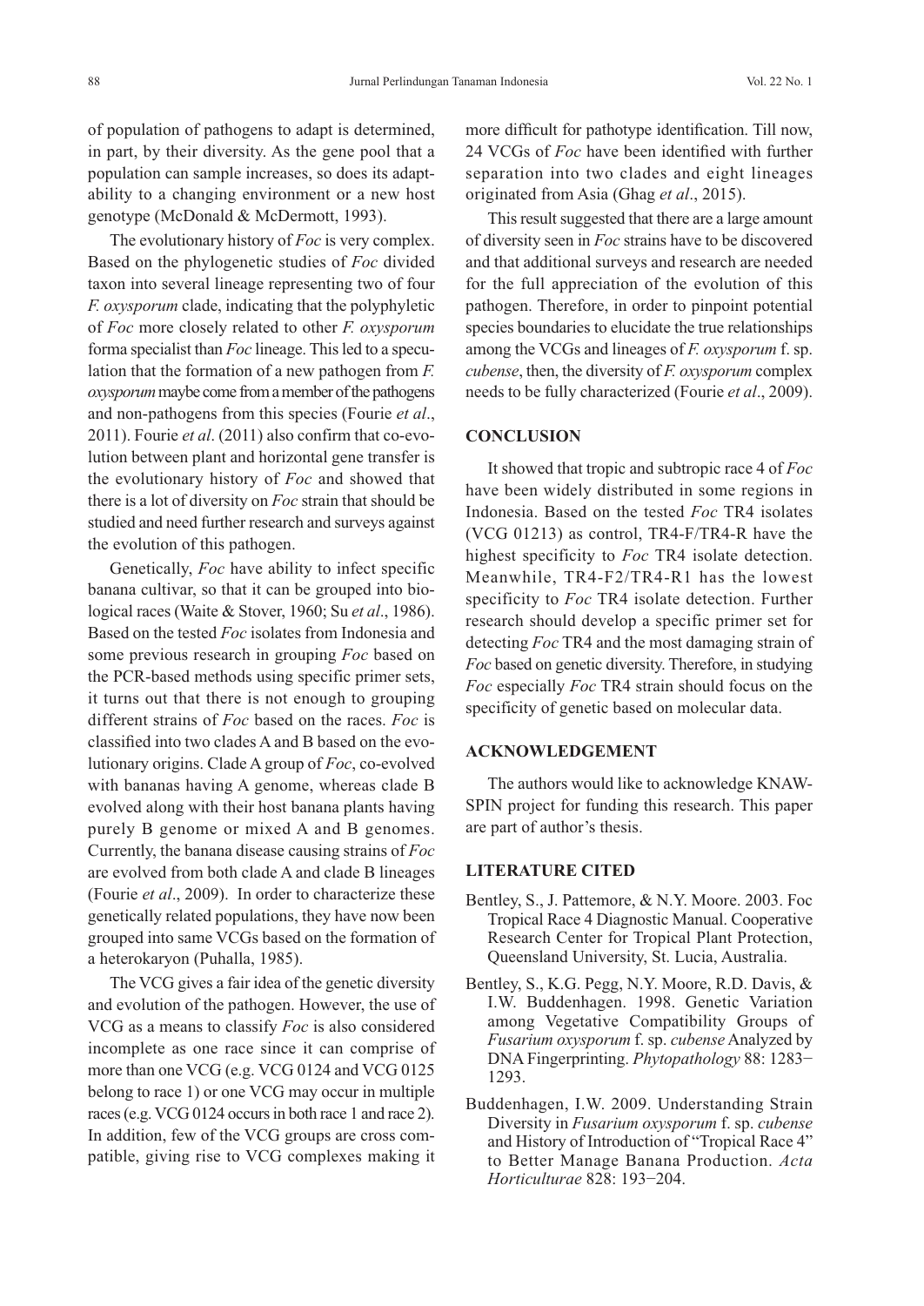of population of pathogens to adapt is determined, in part, by their diversity. As the gene pool that a population can sample increases, so does its adaptability to a changing environment or a new host genotype (McDonald & McDermott, 1993).

The evolutionary history of *Foc* is very complex. Based on the phylogenetic studies of *Foc* divided taxon into several lineage representing two of four *F. oxysporum* clade, indicating that the polyphyletic of *Foc* more closely related to other *F. oxysporum* forma specialist than *Foc* lineage. This led to a speculation that the formation of a new pathogen from *F. oxysporum* maybe come from a member of the pathogens and non-pathogens from this species (Fourie *et al*., 2011). Fourie *et al*. (2011) also confirm that co-evolution between plant and horizontal gene transfer is the evolutionary history of *Foc* and showed that there is a lot of diversity on *Foc* strain that should be studied and need further research and surveys against the evolution of this pathogen.

Genetically, *Foc* have ability to infect specific banana cultivar, so that it can be grouped into biological races (Waite & Stover, 1960; Su *et al*., 1986). Based on the tested *Foc* isolates from Indonesia and some previous research in grouping *Foc* based on the PCR-based methods using specific primer sets, it turns out that there is not enough to grouping different strains of *Foc* based on the races. *Foc* is classified into two clades A and B based on the evolutionary origins. Clade A group of *Foc*, co-evolved with bananas having A genome, whereas clade B evolved along with their host banana plants having purely B genome or mixed A and B genomes. Currently, the banana disease causing strains of *Foc* are evolved from both clade A and clade B lineages (Fourie *et al*., 2009). In order to characterize these genetically related populations, they have now been grouped into same VCGs based on the formation of a heterokaryon (Puhalla, 1985).

The VCG gives a fair idea of the genetic diversity and evolution of the pathogen. However, the use of VCG as a means to classify *Foc* is also considered incomplete as one race since it can comprise of more than one VCG (e.g. VCG 0124 and VCG 0125 belong to race 1) or one VCG may occur in multiple races (e.g. VCG 0124 occurs in both race 1 and race 2). In addition, few of the VCG groups are cross compatible, giving rise to VCG complexes making it more difficult for pathotype identification. Till now, 24 VCGs of *Foc* have been identified with further separation into two clades and eight lineages originated from Asia (Ghag *et al*., 2015).

This result suggested that there are a large amount of diversity seen in *Foc* strains have to be discovered and that additional surveys and research are needed for the full appreciation of the evolution of this pathogen. Therefore, in order to pinpoint potential species boundaries to elucidate the true relationships among the VCGs and lineages of *F. oxysporum* f. sp. *cubense*, then, the diversity of *F. oxysporum* complex needs to be fully characterized (Fourie *et al*., 2009).

## CONCLUSION

It showed that tropic and subtropic race 4 of *Foc* have been widely distributed in some regions in Indonesia. Based on the tested *Foc* TR4 isolates (VCG 01213) as control, TR4-F/TR4-R have the highest specificity to *Foc* TR4 isolate detection. Meanwhile, TR4-F2/TR4-R1 has the lowest specificity to *Foc* TR4 isolate detection. Further research should develop a specific primer set for detecting *Foc* TR4 and the most damaging strain of *Foc* based on genetic diversity. Therefore, in studying *Foc* especially *Foc* TR4 strain should focus on the specificity of genetic based on molecular data.

## ACKNOWLEDGEMENT

The authors would like to acknowledge KNAW-SPIN project for funding this research. This paper are part of author's thesis.

## LITERATURE CITED

Bentley, S., J. Pattemore, & N.Y. Moore. 2003. Foc Tropical Race 4 Diagnostic Manual. Cooperative Research Center for Tropical Plant Protection, Queensland University, St. Lucia, Australia.

Bentley, S., K.G. Pegg, N.Y. Moore, R.D. Davis, & I.W. Buddenhagen. 1998. Genetic Variation among Vegetative Compatibility Groups of *Fusarium oxysporum* f. sp. *cubense* Analyzed by DNA Fingerprinting. *Phytopathology* 88: 1283−1293.

Buddenhagen, I.W. 2009. Understanding Strain Diversity in *Fusarium oxysporum* f. sp. *cubense* and History of Introduction of "Tropical Race 4" to Better Manage Banana Production. *Acta Horticulturae* 828: 193−204.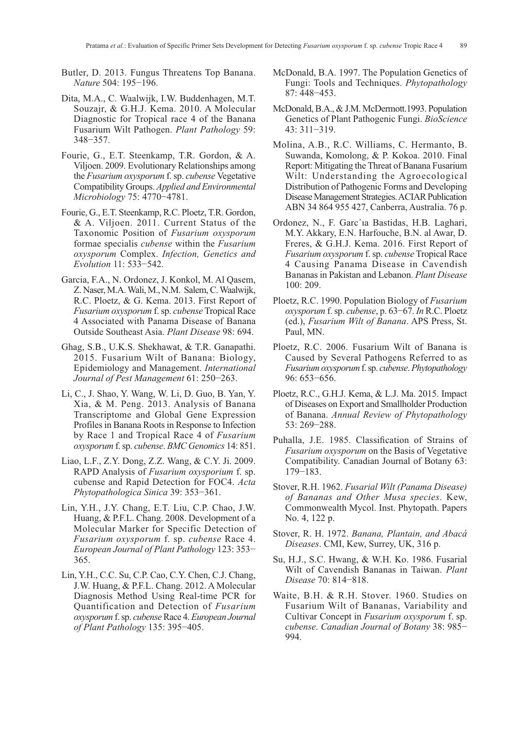Butler, D. 2013. Fungus Threatens Top Banana. *Nature* 504: 195−196.

Dita, M.A., C. Waalwijk, I.W. Buddenhagen, M.T. Souzajr, & G.H.J. Kema. 2010. A Molecular Diagnostic for Tropical race 4 of the Banana Fusarium Wilt Pathogen. *Plant Pathology* 59: 348−357.

Fourie, G., E.T. Steenkamp, T.R. Gordon, & A. Viljoen. 2009. Evolutionary Relationships among the *Fusarium oxysporum* f. sp. *cubense* Vegetative Compatibility Groups. *Applied and Environmental Microbiology* 75: 4770−4781.

Fourie, G., E.T. Steenkamp, R.C. Ploetz, T.R. Gordon, & A. Viljoen. 2011. Current Status of the Taxonomic Position of *Fusarium oxysporum* formae specialis *cubense* within the *Fusarium oxysporum* Complex. *Infection, Genetics and Evolution* 11: 533−542.

Garcia, F.A., N. Ordonez, J. Konkol, M. Al Qasem, Z. Naser, M.A. Wali, M., N.M. Salem, C. Waalwijk, R.C. Ploetz, & G. Kema. 2013. First Report of *Fusarium oxysporum* f. sp. *cubense* Tropical Race 4 Associated with Panama Disease of Banana Outside Southeast Asia. *Plant Disease* 98: 694.

Ghag, S.B., U.K.S. Shekhawat, & T.R. Ganapathi. 2015. Fusarium Wilt of Banana: Biology, Epidemiology and Management. *International Journal of Pest Management* 61: 250−263.

Li, C., J. Shao, Y. Wang, W. Li, D. Guo, B. Yan, Y. Xia, & M. Peng. 2013. Analysis of Banana Transcriptome and Global Gene Expression Profiles in Banana Roots in Response to Infection by Race 1 and Tropical Race 4 of *Fusarium oxysporum* f. sp. *cubense*. *BMC Genomics* 14: 851.

Liao, L.F., Z.Y. Dong, Z.Z. Wang, & C.Y. Ji. 2009. RAPD Analysis of *Fusarium oxysporium* f. sp. cubense and Rapid Detection for FOC4. *Acta Phytopathologica Sinica* 39: 353−361.

Lin, Y.H., J.Y. Chang, E.T. Liu, C.P. Chao, J.W. Huang, & P.F.L. Chang. 2008. Development of a Molecular Marker for Specific Detection of *Fusarium oxysporum* f. sp. *cubense* Race 4. *European Journal of Plant Pathology* 123: 353−365.

Lin, Y.H., C.C. Su, C.P. Cao, C.Y. Chen, C.J. Chang, J.W. Huang, & P.F.L. Chang. 2012. A Molecular Diagnosis Method Using Real-time PCR for Quantification and Detection of *Fusarium oxysporum* f. sp. *cubense* Race 4. *European Journal of Plant Pathology* 135: 395−405.

McDonald, B.A. 1997. The Population Genetics of Fungi: Tools and Techniques. *Phytopathology* 87: 448−453.

McDonald, B.A., & J.M. McDermott.1993. Population Genetics of Plant Pathogenic Fungi. *BioScience* 43: 311−319.

Molina, A.B., R.C. Williams, C. Hermanto, B. Suwanda, Komolong, & P. Kokoa. 2010. Final Report: Mitigating the Threat of Banana Fusarium Wilt: Understanding the Agroecological Distribution of Pathogenic Forms and Developing Disease Management Strategies. ACIAR Publication ABN 34 864 955 427, Canberra, Australia. 76 p.

Ordonez, N., F. Garc´ıa Bastidas, H.B. Laghari, M.Y. Akkary, E.N. Harfouche, B.N. al Awar, D. Freres, & G.H.J. Kema. 2016. First Report of *Fusarium oxysporum* f. sp. *cubense* Tropical Race 4 Causing Panama Disease in Cavendish Bananas in Pakistan and Lebanon. *Plant Disease* 100: 209.

Ploetz, R.C. 1990. Population Biology of *Fusarium oxysporum* f. sp. *cubense*, p. 63−67. *In* R.C. Ploetz (ed.), *Fusarium Wilt of Banana*. APS Press, St. Paul, MN.

Ploetz, R.C. 2006. Fusarium Wilt of Banana is Caused by Several Pathogens Referred to as *Fusarium oxysporum* f. sp. *cubense*. *Phytopathology* 96: 653−656.

Ploetz, R.C., G.H.J. Kema, & L.J. Ma. 2015. Impact of Diseases on Export and Smallholder Production of Banana. *Annual Review of Phytopathology* 53: 269−288.

Puhalla, J.E. 1985. Classification of Strains of *Fusarium oxysporum* on the Basis of Vegetative Compatibility. Canadian Journal of Botany 63: 179−183.

Stover, R.H. 1962. *Fusarial Wilt (Panama Disease) of Bananas and Other Musa species*. Kew, Commonwealth Mycol. Inst. Phytopath. Papers No. 4, 122 p.

Stover, R. H. 1972. *Banana, Plantain, and Abacá Diseases*. CMI, Kew, Surrey, UK, 316 p.

Su, H.J., S.C. Hwang, & W.H. Ko. 1986. Fusarial Wilt of Cavendish Bananas in Taiwan. *Plant Disease* 70: 814−818.

Waite, B.H. & R.H. Stover. 1960. Studies on Fusarium Wilt of Bananas, Variability and Cultivar Concept in *Fusarium oxysporum* f. sp. *cubense*. *Canadian Journal of Botany* 38: 985−994.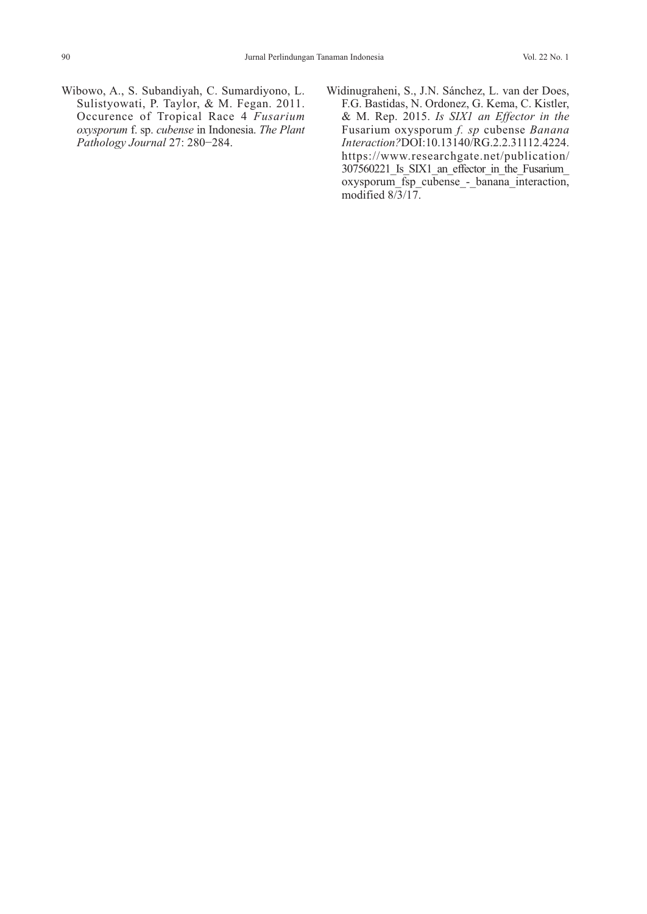Wibowo, A., S. Subandiyah, C. Sumardiyono, L. Sulistyowati, P. Taylor, & M. Fegan. 2011. Occurence of Tropical Race 4 *Fusarium oxysporum* f. sp. *cubense* in Indonesia. *The Plant Pathology Journal* 27: 280−284.

Widinugraheni, S., J.N. Sánchez, L. van der Does, F.G. Bastidas, N. Ordonez, G. Kema, C. Kistler, & M. Rep. 2015. *Is SIX1 an Effector in the* Fusarium oxysporum *f. sp* cubense *Banana Interaction?*DOI:10.13140/RG.2.2.31112.4224. https://www.researchgate.net/publication/307560221_Is_SIX1_an_effector_in_the_Fusarium_oxysporum_fsp_cubense_-_banana_interaction, modified 8/3/17.